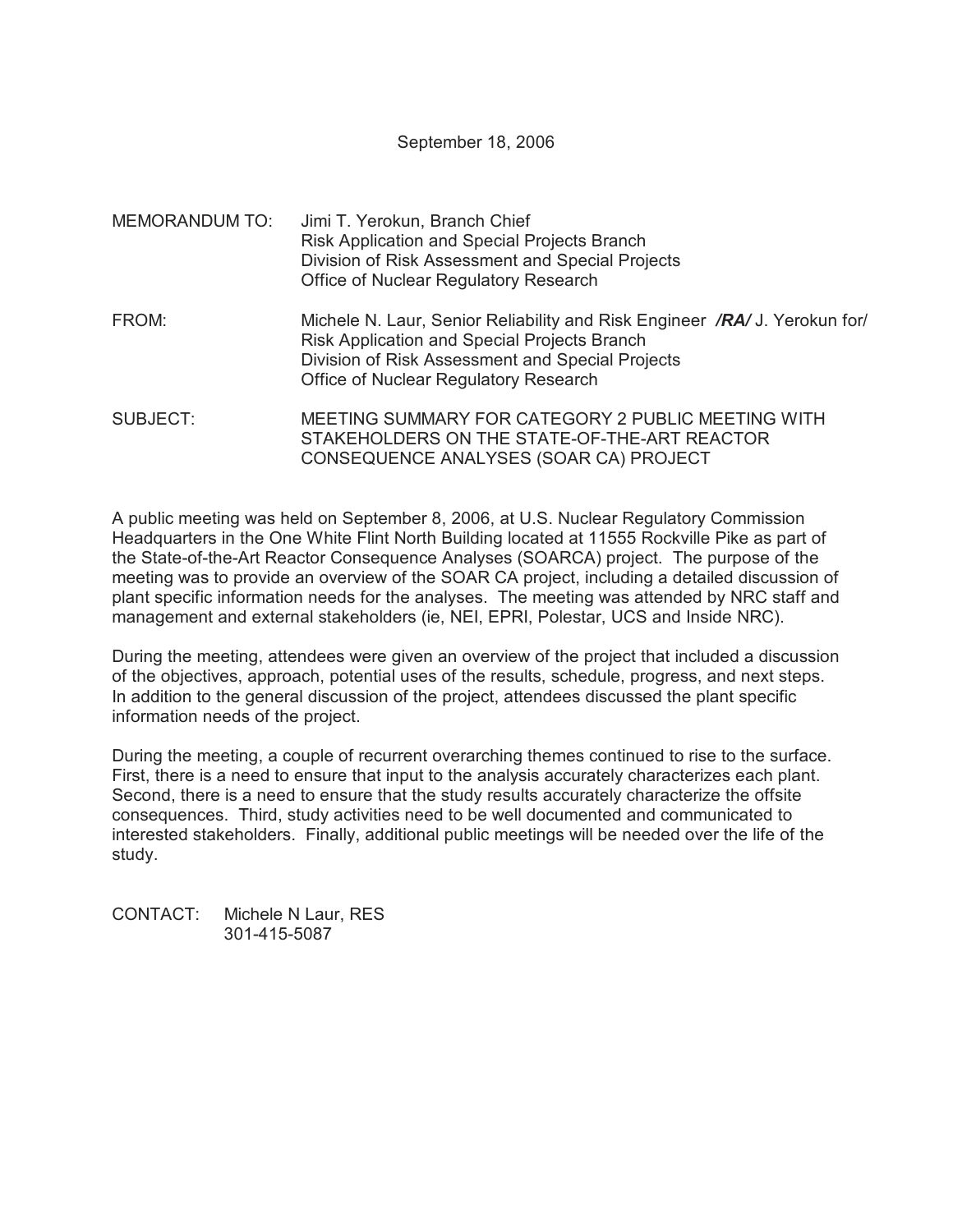September 18, 2006

MEMORANDUM TO: Jimi T. Yerokun, Branch Chief
Risk Application and Special Projects Branch
Division of Risk Assessment and Special Projects
Office of Nuclear Regulatory Research

FROM: Michele N. Laur, Senior Reliability and Risk Engineer ***/RA/*** J. Yerokun for/
Risk Application and Special Projects Branch
Division of Risk Assessment and Special Projects
Office of Nuclear Regulatory Research

SUBJECT: MEETING SUMMARY FOR CATEGORY 2 PUBLIC MEETING WITH STAKEHOLDERS ON THE STATE-OF-THE-ART REACTOR CONSEQUENCE ANALYSES (SOAR CA) PROJECT

A public meeting was held on September 8, 2006, at U.S. Nuclear Regulatory Commission Headquarters in the One White Flint North Building located at 11555 Rockville Pike as part of the State-of-the-Art Reactor Consequence Analyses (SOARCA) project. The purpose of the meeting was to provide an overview of the SOAR CA project, including a detailed discussion of plant specific information needs for the analyses. The meeting was attended by NRC staff and management and external stakeholders (ie, NEI, EPRI, Polestar, UCS and Inside NRC).

During the meeting, attendees were given an overview of the project that included a discussion of the objectives, approach, potential uses of the results, schedule, progress, and next steps. In addition to the general discussion of the project, attendees discussed the plant specific information needs of the project.

During the meeting, a couple of recurrent overarching themes continued to rise to the surface. First, there is a need to ensure that input to the analysis accurately characterizes each plant. Second, there is a need to ensure that the study results accurately characterize the offsite consequences. Third, study activities need to be well documented and communicated to interested stakeholders. Finally, additional public meetings will be needed over the life of the study.

CONTACT: Michele N Laur, RES
301-415-5087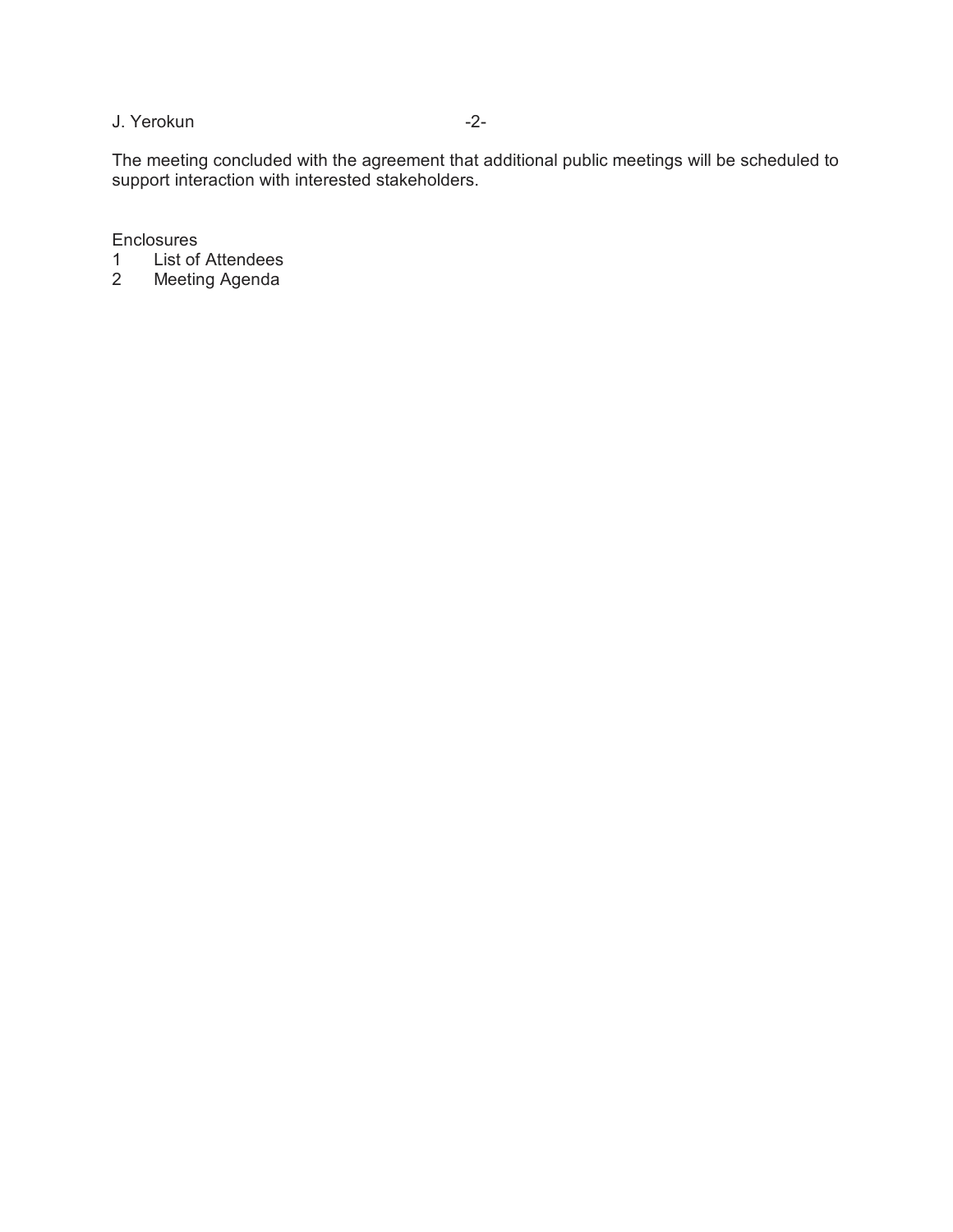The meeting concluded with the agreement that additional public meetings will be scheduled to support interaction with interested stakeholders.

Enclosures
1 List of Attendees
2 Meeting Agenda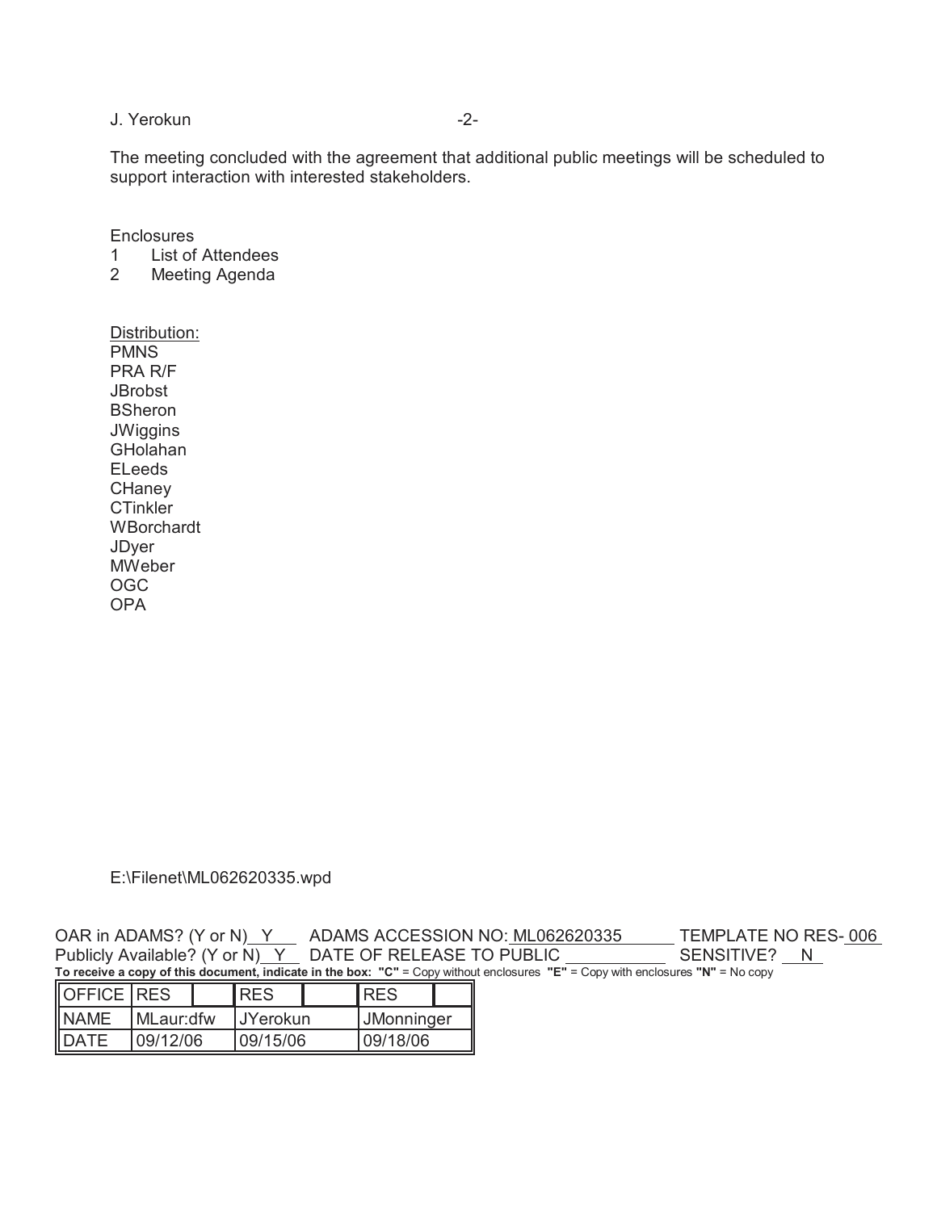The meeting concluded with the agreement that additional public meetings will be scheduled to support interaction with interested stakeholders.

Enclosures
1 List of Attendees
2 Meeting Agenda

Distribution:
PMNS
PRA R/F
JBrobst
BSheron
JWiggins
GHolahan
ELeeds
CHaney
CTinkler
WBorchardt
JDyer
MWeber
OGC
OPA

E:\Filenet\ML062620335.wpd

OAR in ADAMS? (Y or N) Y ADAMS ACCESSION NO: ML062620335 TEMPLATE NO RES- 006
Publicly Available? (Y or N) Y DATE OF RELEASE TO PUBLIC ___________ SENSITIVE? N

**To receive a copy of this document, indicate in the box: "C"** = Copy without enclosures **"E"** = Copy with enclosures **"N"** = No copy

| OFFICE | RES | | RES | | RES | |
|---|---|---|---|---|---|---|
| NAME | MLaur:dfw | | JYerokun | | JMonninger | |
| DATE | 09/12/06 | | 09/15/06 | | 09/18/06 | |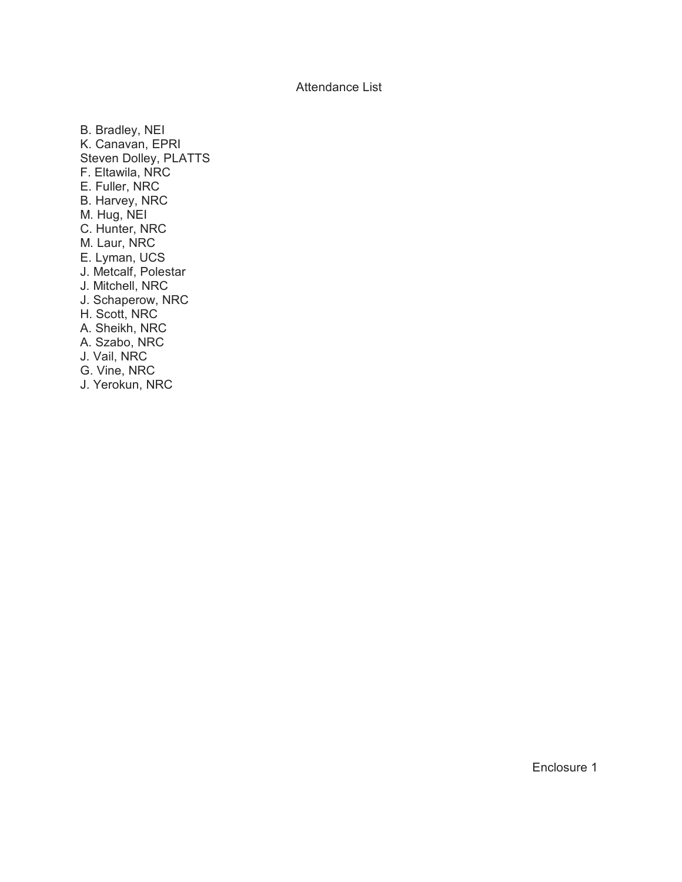# Attendance List

B. Bradley, NEI
K. Canavan, EPRI
Steven Dolley, PLATTS
F. Eltawila, NRC
E. Fuller, NRC
B. Harvey, NRC
M. Hug, NEI
C. Hunter, NRC
M. Laur, NRC
E. Lyman, UCS
J. Metcalf, Polestar
J. Mitchell, NRC
J. Schaperow, NRC
H. Scott, NRC
A. Sheikh, NRC
A. Szabo, NRC
J. Vail, NRC
G. Vine, NRC
J. Yerokun, NRC

Enclosure 1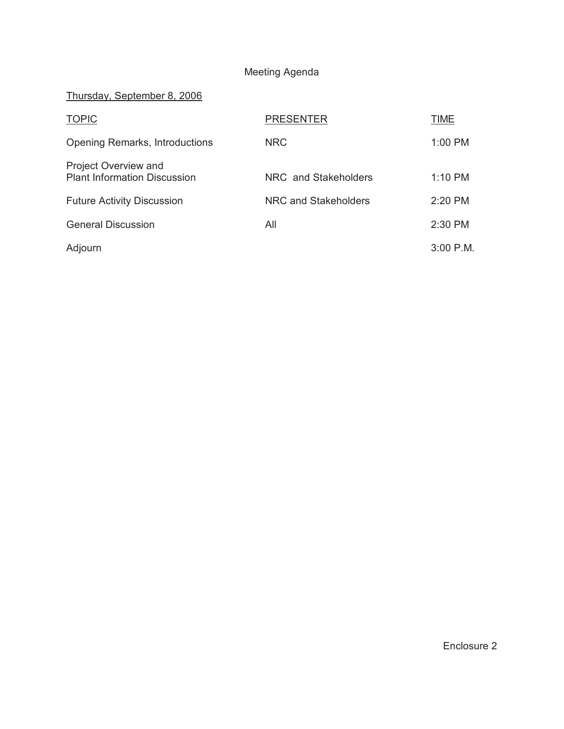Meeting Agenda

Thursday, September 8, 2006

| TOPIC | PRESENTER | TIME |
| --- | --- | --- |
| Opening Remarks, Introductions | NRC | 1:00 PM |
| Project Overview and Plant Information Discussion | NRC and Stakeholders | 1:10 PM |
| Future Activity Discussion | NRC and Stakeholders | 2:20 PM |
| General Discussion | All | 2:30 PM |
| Adjourn | | 3:00 P.M. |

Enclosure 2